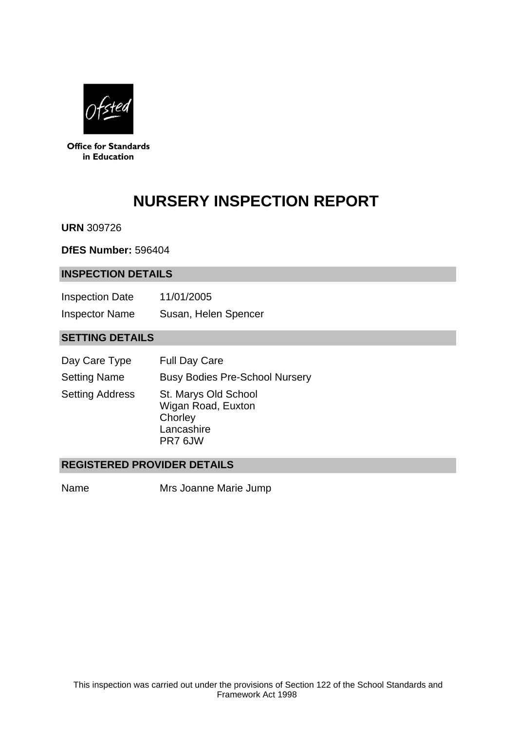Office for Standards in Education

# NURSERY INSPECTION REPORT

**URN** 309726

**DfES Number:** 596404

## INSPECTION DETAILS

| | |
|---|---|
| Inspection Date | 11/01/2005 |
| Inspector Name | Susan, Helen Spencer |

## SETTING DETAILS

| | |
|---|---|
| Day Care Type | Full Day Care |
| Setting Name | Busy Bodies Pre-School Nursery |
| Setting Address | St. Marys Old School<br>Wigan Road, Euxton<br>Chorley<br>Lancashire<br>PR7 6JW |

## REGISTERED PROVIDER DETAILS

| | |
|---|---|
| Name | Mrs Joanne Marie Jump |

This inspection was carried out under the provisions of Section 122 of the School Standards and Framework Act 1998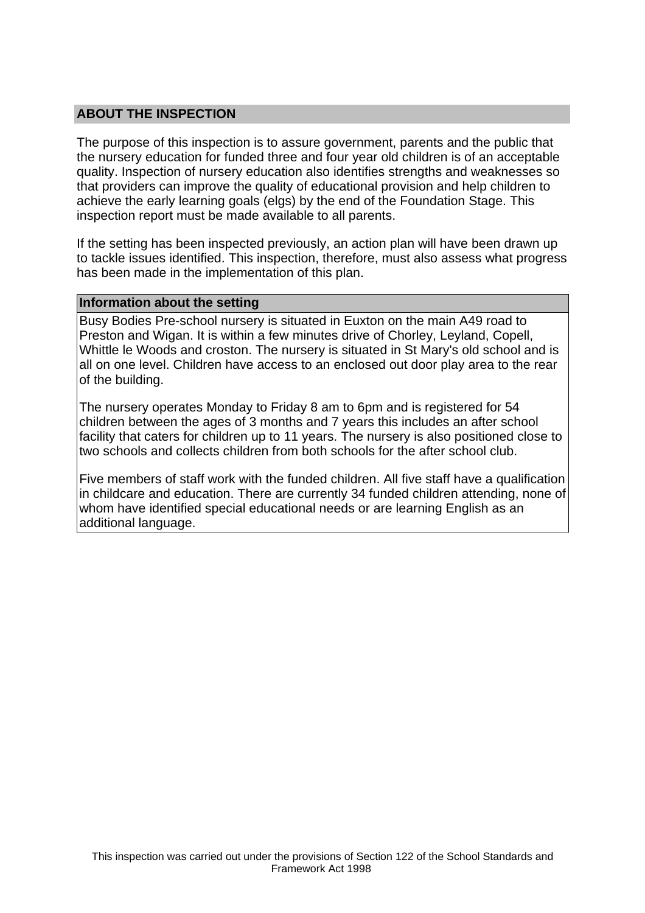## ABOUT THE INSPECTION

The purpose of this inspection is to assure government, parents and the public that the nursery education for funded three and four year old children is of an acceptable quality. Inspection of nursery education also identifies strengths and weaknesses so that providers can improve the quality of educational provision and help children to achieve the early learning goals (elgs) by the end of the Foundation Stage. This inspection report must be made available to all parents.

If the setting has been inspected previously, an action plan will have been drawn up to tackle issues identified. This inspection, therefore, must also assess what progress has been made in the implementation of this plan.

### Information about the setting

Busy Bodies Pre-school nursery is situated in Euxton on the main A49 road to Preston and Wigan. It is within a few minutes drive of Chorley, Leyland, Copell, Whittle le Woods and croston. The nursery is situated in St Mary's old school and is all on one level. Children have access to an enclosed out door play area to the rear of the building.

The nursery operates Monday to Friday 8 am to 6pm and is registered for 54 children between the ages of 3 months and 7 years this includes an after school facility that caters for children up to 11 years. The nursery is also positioned close to two schools and collects children from both schools for the after school club.

Five members of staff work with the funded children. All five staff have a qualification in childcare and education. There are currently 34 funded children attending, none of whom have identified special educational needs or are learning English as an additional language.

This inspection was carried out under the provisions of Section 122 of the School Standards and Framework Act 1998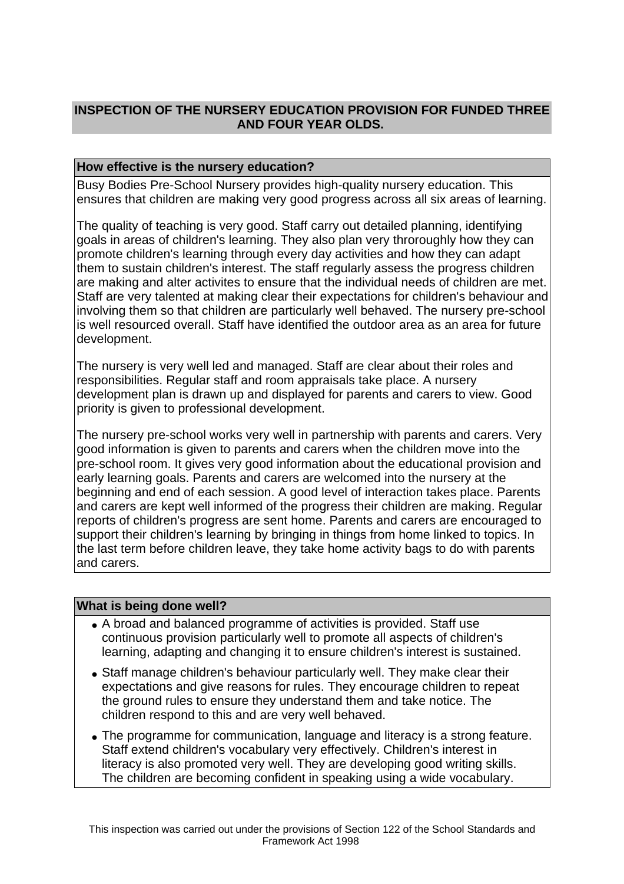## INSPECTION OF THE NURSERY EDUCATION PROVISION FOR FUNDED THREE AND FOUR YEAR OLDS.

### How effective is the nursery education?

Busy Bodies Pre-School Nursery provides high-quality nursery education. This ensures that children are making very good progress across all six areas of learning.

The quality of teaching is very good. Staff carry out detailed planning, identifying goals in areas of children's learning. They also plan very throroughly how they can promote children's learning through every day activities and how they can adapt them to sustain children's interest. The staff regularly assess the progress children are making and alter activites to ensure that the individual needs of children are met. Staff are very talented at making clear their expectations for children's behaviour and involving them so that children are particularly well behaved. The nursery pre-school is well resourced overall. Staff have identified the outdoor area as an area for future development.

The nursery is very well led and managed. Staff are clear about their roles and responsibilities. Regular staff and room appraisals take place. A nursery development plan is drawn up and displayed for parents and carers to view. Good priority is given to professional development.

The nursery pre-school works very well in partnership with parents and carers. Very good information is given to parents and carers when the children move into the pre-school room. It gives very good information about the educational provision and early learning goals. Parents and carers are welcomed into the nursery at the beginning and end of each session. A good level of interaction takes place. Parents and carers are kept well informed of the progress their children are making. Regular reports of children's progress are sent home. Parents and carers are encouraged to support their children's learning by bringing in things from home linked to topics. In the last term before children leave, they take home activity bags to do with parents and carers.

### What is being done well?

- A broad and balanced programme of activities is provided. Staff use continuous provision particularly well to promote all aspects of children's learning, adapting and changing it to ensure children's interest is sustained.
- Staff manage children's behaviour particularly well. They make clear their expectations and give reasons for rules. They encourage children to repeat the ground rules to ensure they understand them and take notice. The children respond to this and are very well behaved.
- The programme for communication, language and literacy is a strong feature. Staff extend children's vocabulary very effectively. Children's interest in literacy is also promoted very well. They are developing good writing skills. The children are becoming confident in speaking using a wide vocabulary.

This inspection was carried out under the provisions of Section 122 of the School Standards and Framework Act 1998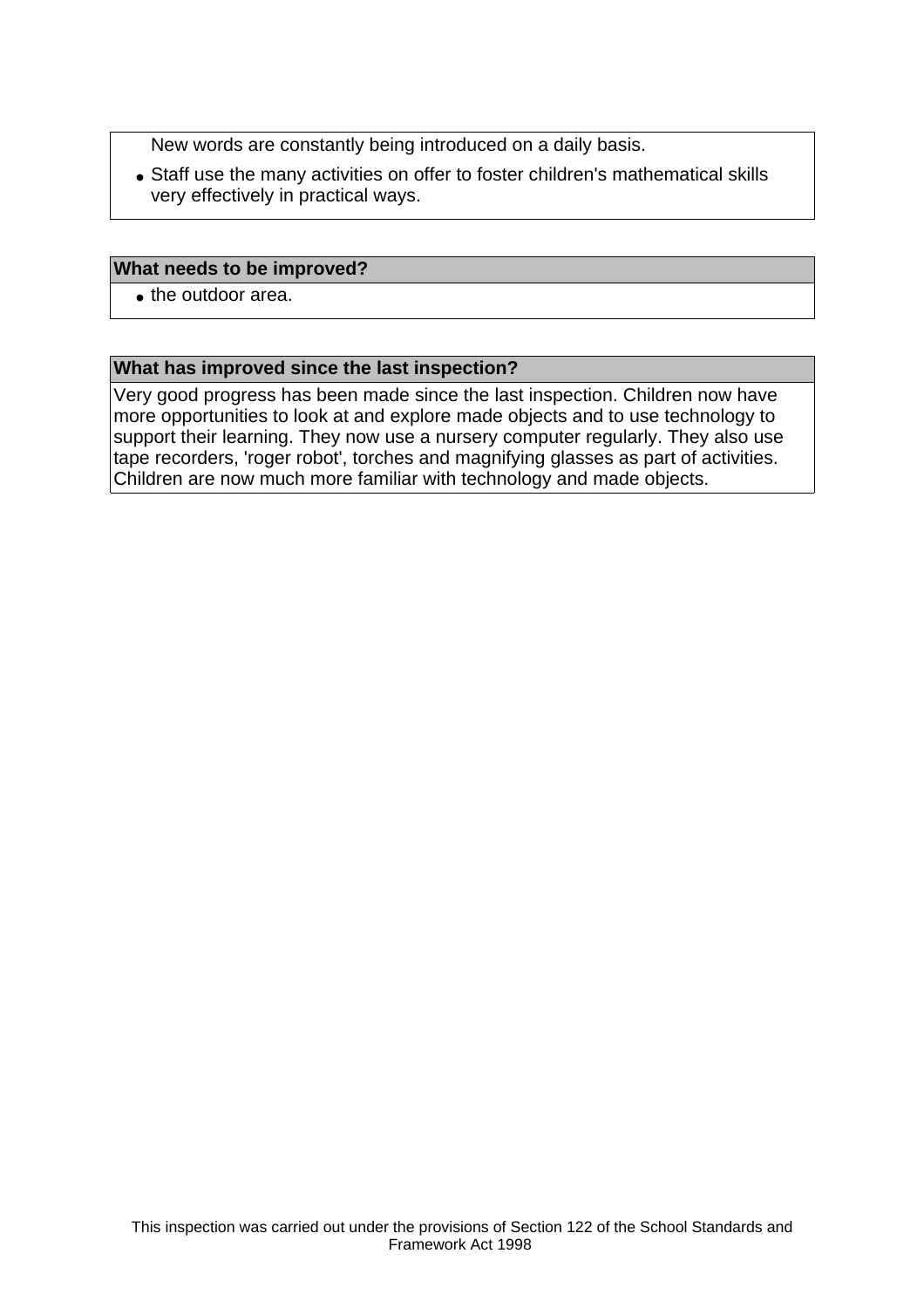New words are constantly being introduced on a daily basis.

- Staff use the many activities on offer to foster children's mathematical skills very effectively in practical ways.

**What needs to be improved?**

- the outdoor area.

**What has improved since the last inspection?**

Very good progress has been made since the last inspection. Children now have more opportunities to look at and explore made objects and to use technology to support their learning. They now use a nursery computer regularly. They also use tape recorders, 'roger robot', torches and magnifying glasses as part of activities. Children are now much more familiar with technology and made objects.

This inspection was carried out under the provisions of Section 122 of the School Standards and Framework Act 1998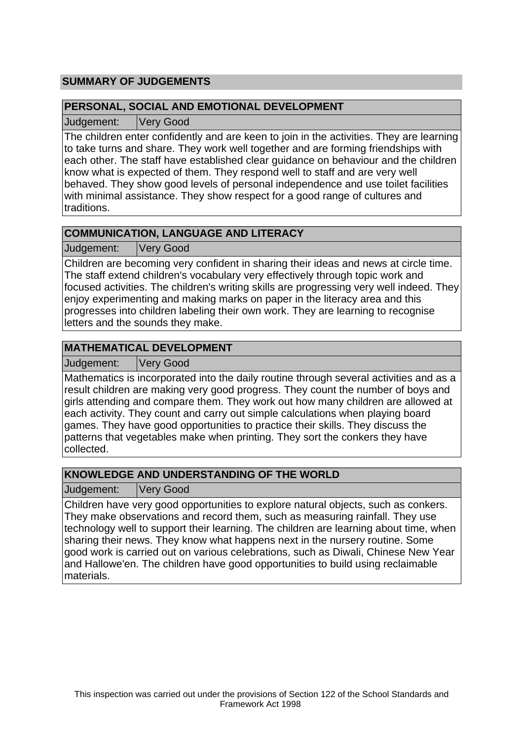## SUMMARY OF JUDGEMENTS

### PERSONAL, SOCIAL AND EMOTIONAL DEVELOPMENT

Judgement: Very Good

The children enter confidently and are keen to join in the activities. They are learning to take turns and share. They work well together and are forming friendships with each other. The staff have established clear guidance on behaviour and the children know what is expected of them. They respond well to staff and are very well behaved. They show good levels of personal independence and use toilet facilities with minimal assistance. They show respect for a good range of cultures and traditions.

### COMMUNICATION, LANGUAGE AND LITERACY

Judgement: Very Good

Children are becoming very confident in sharing their ideas and news at circle time. The staff extend children's vocabulary very effectively through topic work and focused activities. The children's writing skills are progressing very well indeed. They enjoy experimenting and making marks on paper in the literacy area and this progresses into children labeling their own work. They are learning to recognise letters and the sounds they make.

### MATHEMATICAL DEVELOPMENT

Judgement: Very Good

Mathematics is incorporated into the daily routine through several activities and as a result children are making very good progress. They count the number of boys and girls attending and compare them. They work out how many children are allowed at each activity. They count and carry out simple calculations when playing board games. They have good opportunities to practice their skills. They discuss the patterns that vegetables make when printing. They sort the conkers they have collected.

### KNOWLEDGE AND UNDERSTANDING OF THE WORLD

Judgement: Very Good

Children have very good opportunities to explore natural objects, such as conkers. They make observations and record them, such as measuring rainfall. They use technology well to support their learning. The children are learning about time, when sharing their news. They know what happens next in the nursery routine. Some good work is carried out on various celebrations, such as Diwali, Chinese New Year and Hallowe'en. The children have good opportunities to build using reclaimable materials.

This inspection was carried out under the provisions of Section 122 of the School Standards and Framework Act 1998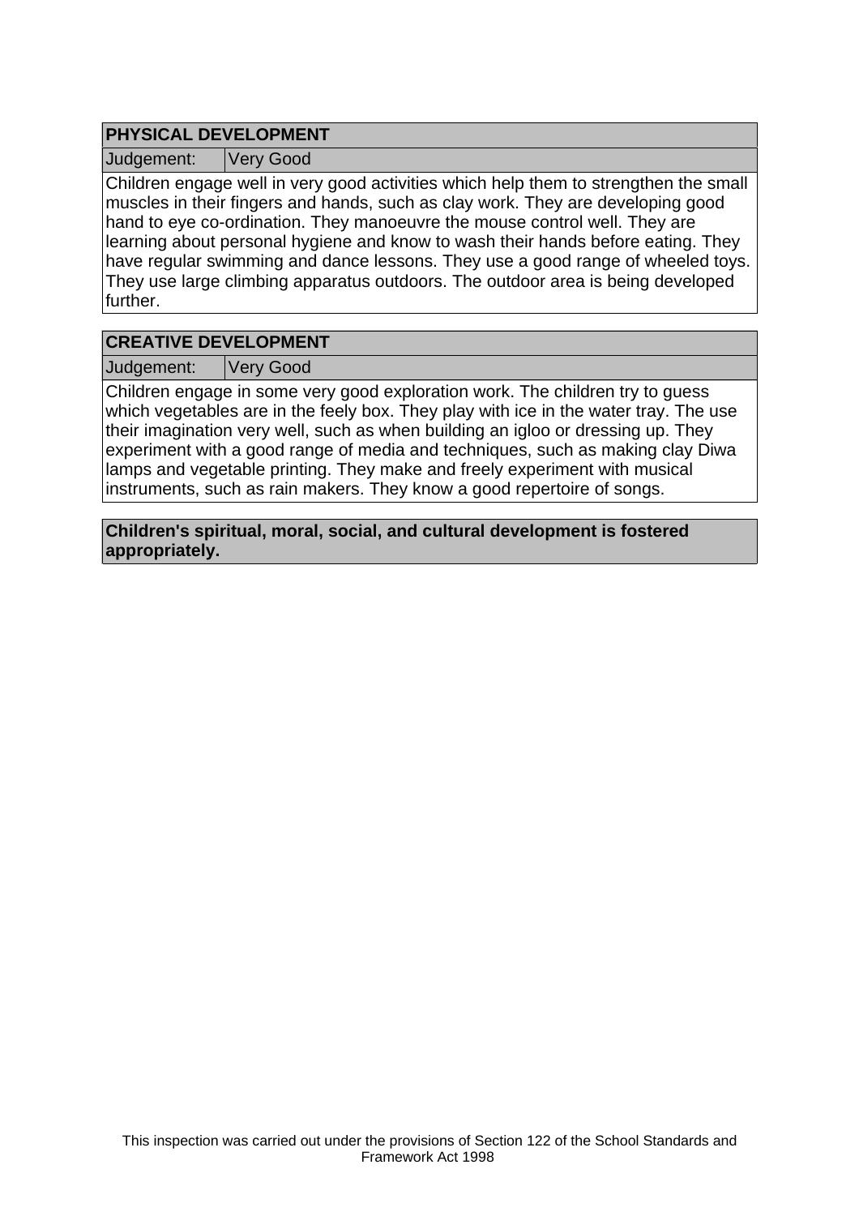## PHYSICAL DEVELOPMENT

| Judgement: | Very Good |
|---|---|

Children engage well in very good activities which help them to strengthen the small muscles in their fingers and hands, such as clay work. They are developing good hand to eye co-ordination. They manoeuvre the mouse control well. They are learning about personal hygiene and know to wash their hands before eating. They have regular swimming and dance lessons. They use a good range of wheeled toys. They use large climbing apparatus outdoors. The outdoor area is being developed further.

## CREATIVE DEVELOPMENT

| Judgement: | Very Good |
|---|---|

Children engage in some very good exploration work. The children try to guess which vegetables are in the feely box. They play with ice in the water tray. The use their imagination very well, such as when building an igloo or dressing up. They experiment with a good range of media and techniques, such as making clay Diwa lamps and vegetable printing. They make and freely experiment with musical instruments, such as rain makers. They know a good repertoire of songs.

**Children's spiritual, moral, social, and cultural development is fostered appropriately.**

This inspection was carried out under the provisions of Section 122 of the School Standards and Framework Act 1998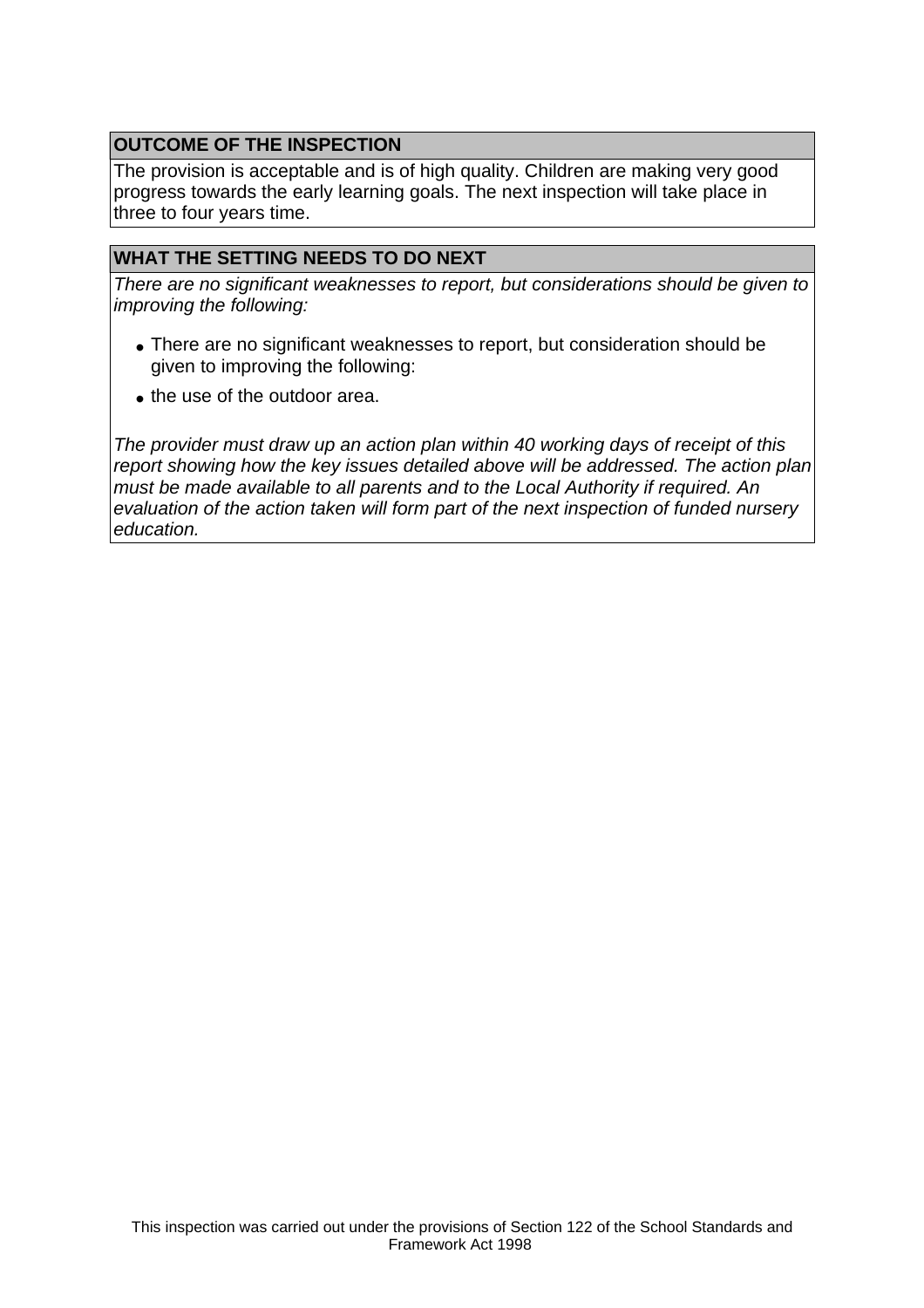## OUTCOME OF THE INSPECTION

The provision is acceptable and is of high quality. Children are making very good progress towards the early learning goals. The next inspection will take place in three to four years time.

## WHAT THE SETTING NEEDS TO DO NEXT

*There are no significant weaknesses to report, but considerations should be given to improving the following:*

- There are no significant weaknesses to report, but consideration should be given to improving the following:
- the use of the outdoor area.

*The provider must draw up an action plan within 40 working days of receipt of this report showing how the key issues detailed above will be addressed. The action plan must be made available to all parents and to the Local Authority if required. An evaluation of the action taken will form part of the next inspection of funded nursery education.*

This inspection was carried out under the provisions of Section 122 of the School Standards and Framework Act 1998